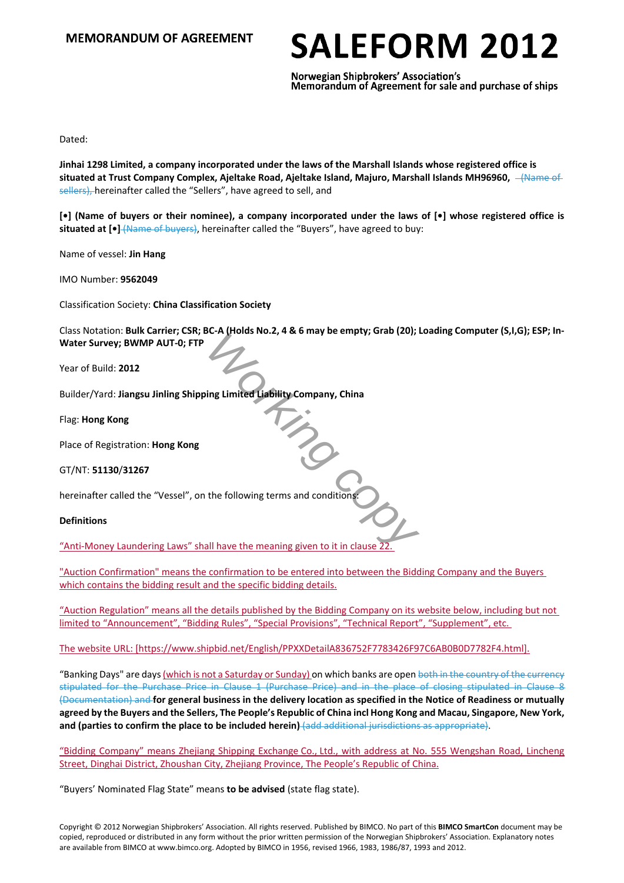# MEMORANDUM OF AGREEMENT

# SALEFORM 2012

Norwegian Shipbrokers' Association's
Memorandum of Agreement for sale and purchase of ships

Dated:

**Jinhai 1298 Limited, a company incorporated under the laws of the Marshall Islands whose registered office is situated at Trust Company Complex, Ajeltake Road, Ajeltake Island, Majuro, Marshall Islands MH96960,** ~~(Name of sellers),~~ hereinafter called the "Sellers", have agreed to sell, and

**[•] (Name of buyers or their nominee), a company incorporated under the laws of [•] whose registered office is situated at [•]** ~~(Name of buyers)~~, hereinafter called the "Buyers", have agreed to buy:

Name of vessel: **Jin Hang**

IMO Number: **9562049**

Classification Society: **China Classification Society**

Class Notation: **Bulk Carrier; CSR; BC-A (Holds No.2, 4 & 6 may be empty; Grab (20); Loading Computer (S,I,G); ESP; In-Water Survey; BWMP AUT-0; FTP**

Year of Build: **2012**

Builder/Yard: **Jiangsu Jinling Shipping Limited Liability Company, China**

Flag: **Hong Kong**

Place of Registration: **Hong Kong**

GT/NT: **51130**/**31267**

hereinafter called the "Vessel", on the following terms and conditions:

**Definitions**

"Anti-Money Laundering Laws" shall have the meaning given to it in clause 22.

"Auction Confirmation" means the confirmation to be entered into between the Bidding Company and the Buyers which contains the bidding result and the specific bidding details.

"Auction Regulation" means all the details published by the Bidding Company on its website below, including but not limited to "Announcement", "Bidding Rules", "Special Provisions", "Technical Report", "Supplement", etc.

The website URL: [https://www.shipbid.net/English/PPXXDetailA836752F7783426F97C6AB0B0D7782F4.html].

"Banking Days" are days (which is not a Saturday or Sunday) on which banks are open ~~both in the country of the currency stipulated for the Purchase Price in Clause 1 (Purchase Price) and in the place of closing stipulated in Clause 8 (Documentation) and~~ **for general business in the delivery location as specified in the Notice of Readiness or mutually agreed by the Buyers and the Sellers, The People's Republic of China incl Hong Kong and Macau, Singapore, New York, and (parties to confirm the place to be included herein)** ~~(add additional jurisdictions as appropriate)~~.

"Bidding Company" means Zhejiang Shipping Exchange Co., Ltd., with address at No. 555 Wengshan Road, Lincheng Street, Dinghai District, Zhoushan City, Zhejiang Province, The People's Republic of China.

"Buyers' Nominated Flag State" means **to be advised** (state flag state).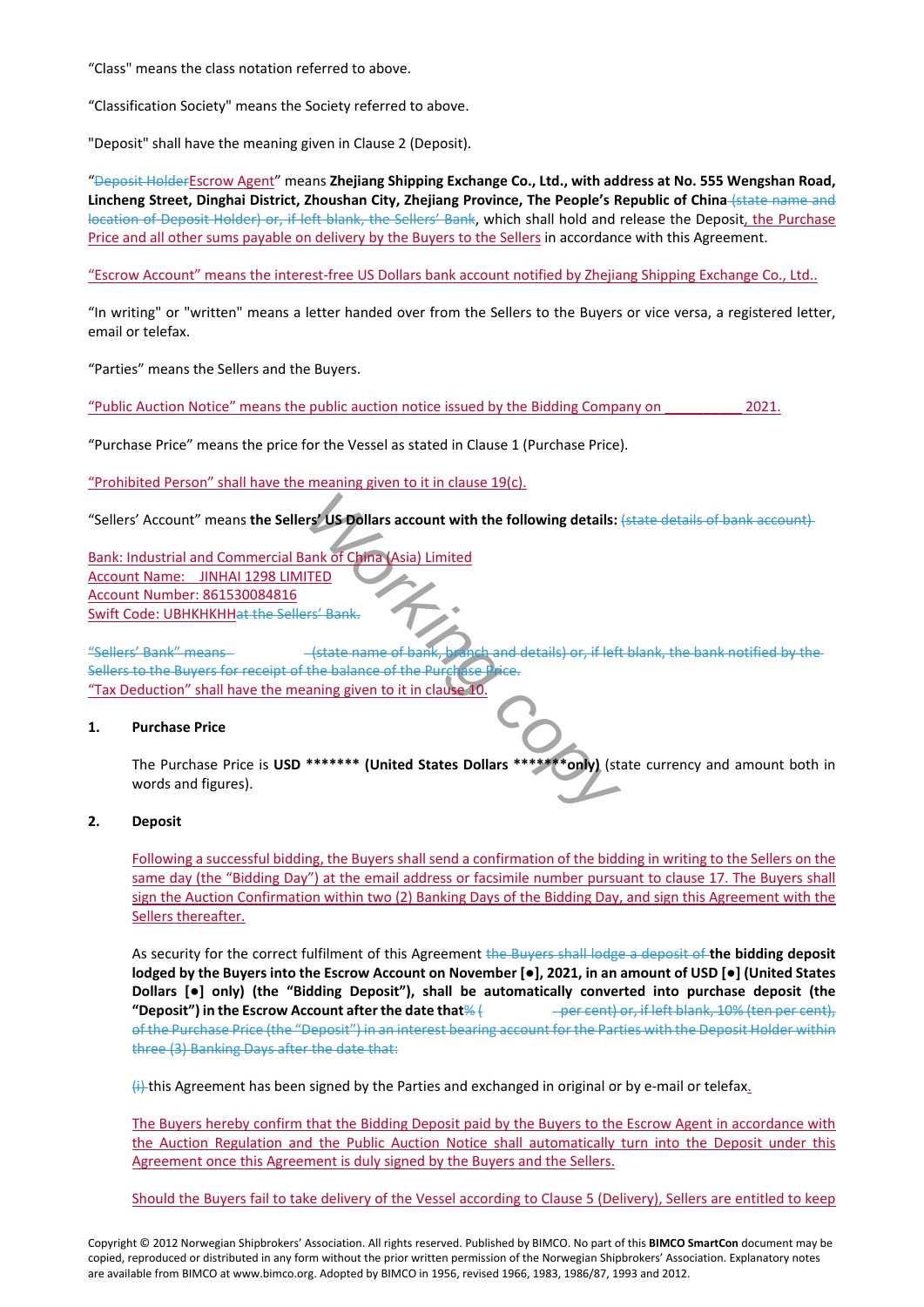"Class" means the class notation referred to above.

"Classification Society" means the Society referred to above.

"Deposit" shall have the meaning given in Clause 2 (Deposit).

"~~Deposit Holder~~Escrow Agent" means **Zhejiang Shipping Exchange Co., Ltd., with address at No. 555 Wengshan Road, Lincheng Street, Dinghai District, Zhoushan City, Zhejiang Province, The People's Republic of China** ~~(state name and location of Deposit Holder) or, if left blank, the Sellers' Bank~~, which shall hold and release the Deposit, the Purchase Price and all other sums payable on delivery by the Buyers to the Sellers in accordance with this Agreement.

"Escrow Account" means the interest-free US Dollars bank account notified by Zhejiang Shipping Exchange Co., Ltd..

"In writing" or "written" means a letter handed over from the Sellers to the Buyers or vice versa, a registered letter, email or telefax.

"Parties" means the Sellers and the Buyers.

"Public Auction Notice" means the public auction notice issued by the Bidding Company on __________ 2021.

"Purchase Price" means the price for the Vessel as stated in Clause 1 (Purchase Price).

"Prohibited Person" shall have the meaning given to it in clause 19(c).

"Sellers' Account" means **the Sellers' US Dollars account with the following details:** ~~(state details of bank account)~~

Bank: Industrial and Commercial Bank of China (Asia) Limited
Account Name: JINHAI 1298 LIMITED
Account Number: 861530084816
Swift Code: UBHKHKHH~~at the Sellers' Bank.~~

~~"Sellers' Bank" means (state name of bank, branch and details) or, if left blank, the bank notified by the Sellers to the Buyers for receipt of the balance of the Purchase Price.~~
"Tax Deduction" shall have the meaning given to it in clause 10.

**1. Purchase Price**

The Purchase Price is **USD ******* (United States Dollars *******only)** (state currency and amount both in words and figures).

**2. Deposit**

Following a successful bidding, the Buyers shall send a confirmation of the bidding in writing to the Sellers on the same day (the "Bidding Day") at the email address or facsimile number pursuant to clause 17. The Buyers shall sign the Auction Confirmation within two (2) Banking Days of the Bidding Day, and sign this Agreement with the Sellers thereafter.

As security for the correct fulfilment of this Agreement ~~the Buyers shall lodge a deposit of~~ **the bidding deposit lodged by the Buyers into the Escrow Account on November [●], 2021, in an amount of USD [●] (United States Dollars [●] only) (the "Bidding Deposit"), shall be automatically converted into purchase deposit (the "Deposit") in the Escrow Account after the date that**~~% ( per cent) or, if left blank, 10% (ten per cent), of the Purchase Price (the "Deposit") in an interest bearing account for the Parties with the Deposit Holder within three (3) Banking Days after the date that:~~

~~(i)~~ this Agreement has been signed by the Parties and exchanged in original or by e-mail or telefax.

The Buyers hereby confirm that the Bidding Deposit paid by the Buyers to the Escrow Agent in accordance with the Auction Regulation and the Public Auction Notice shall automatically turn into the Deposit under this Agreement once this Agreement is duly signed by the Buyers and the Sellers.

Should the Buyers fail to take delivery of the Vessel according to Clause 5 (Delivery), Sellers are entitled to keep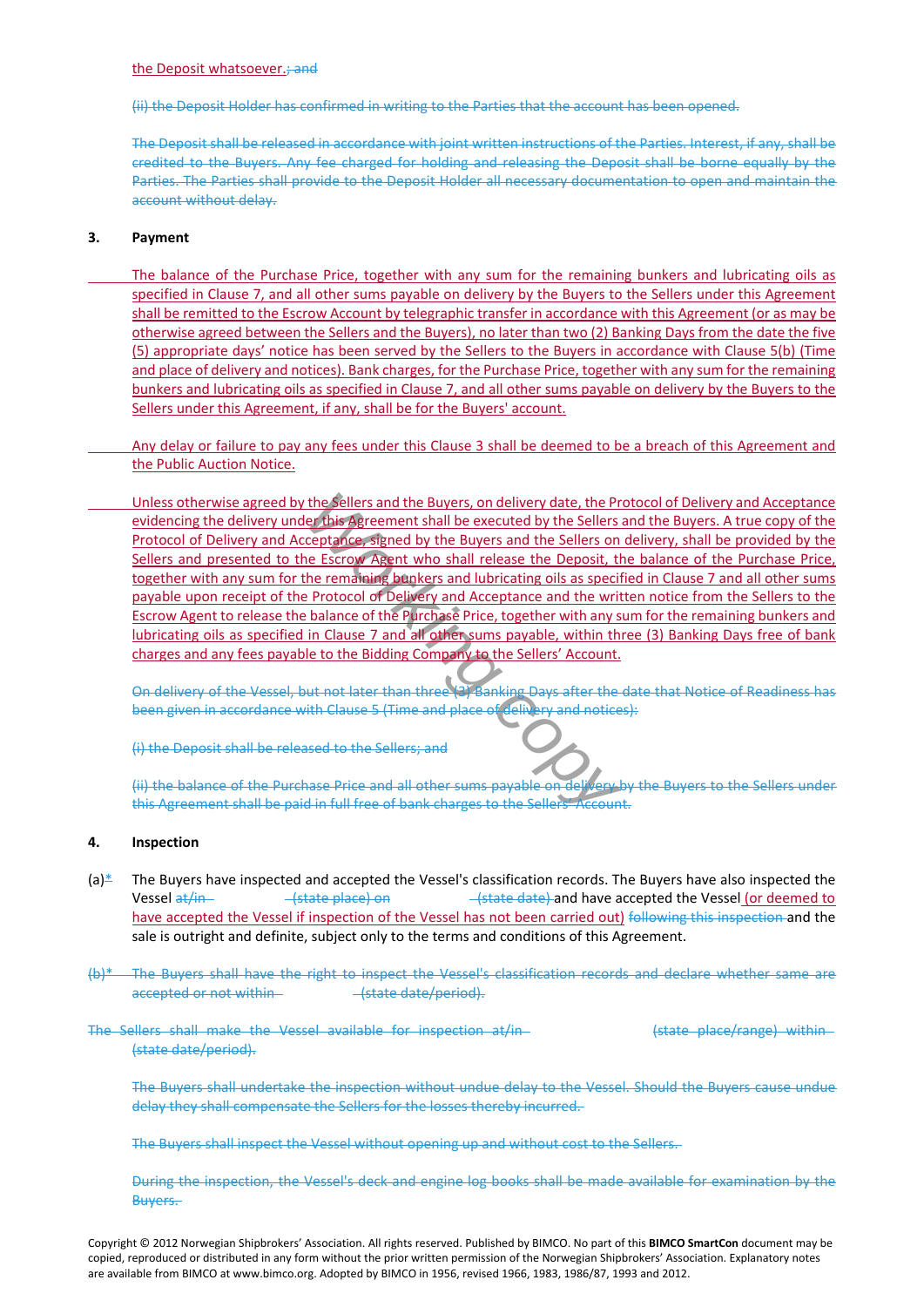the Deposit whatsoever.; and

(ii) the Deposit Holder has confirmed in writing to the Parties that the account has been opened.

The Deposit shall be released in accordance with joint written instructions of the Parties. Interest, if any, shall be credited to the Buyers. Any fee charged for holding and releasing the Deposit shall be borne equally by the Parties. The Parties shall provide to the Deposit Holder all necessary documentation to open and maintain the account without delay.

**3. Payment**

The balance of the Purchase Price, together with any sum for the remaining bunkers and lubricating oils as specified in Clause 7, and all other sums payable on delivery by the Buyers to the Sellers under this Agreement shall be remitted to the Escrow Account by telegraphic transfer in accordance with this Agreement (or as may be otherwise agreed between the Sellers and the Buyers), no later than two (2) Banking Days from the date the five (5) appropriate days' notice has been served by the Sellers to the Buyers in accordance with Clause 5(b) (Time and place of delivery and notices). Bank charges, for the Purchase Price, together with any sum for the remaining bunkers and lubricating oils as specified in Clause 7, and all other sums payable on delivery by the Buyers to the Sellers under this Agreement, if any, shall be for the Buyers' account.

Any delay or failure to pay any fees under this Clause 3 shall be deemed to be a breach of this Agreement and the Public Auction Notice.

Unless otherwise agreed by the Sellers and the Buyers, on delivery date, the Protocol of Delivery and Acceptance evidencing the delivery under this Agreement shall be executed by the Sellers and the Buyers. A true copy of the Protocol of Delivery and Acceptance, signed by the Buyers and the Sellers on delivery, shall be provided by the Sellers and presented to the Escrow Agent who shall release the Deposit, the balance of the Purchase Price, together with any sum for the remaining bunkers and lubricating oils as specified in Clause 7 and all other sums payable upon receipt of the Protocol of Delivery and Acceptance and the written notice from the Sellers to the Escrow Agent to release the balance of the Purchase Price, together with any sum for the remaining bunkers and lubricating oils as specified in Clause 7 and all other sums payable, within three (3) Banking Days free of bank charges and any fees payable to the Bidding Company to the Sellers' Account.

On delivery of the Vessel, but not later than three (3) Banking Days after the date that Notice of Readiness has been given in accordance with Clause 5 (Time and place of delivery and notices):

(i) the Deposit shall be released to the Sellers; and

(ii) the balance of the Purchase Price and all other sums payable on delivery by the Buyers to the Sellers under this Agreement shall be paid in full free of bank charges to the Sellers' Account.

**4. Inspection**

(a)* The Buyers have inspected and accepted the Vessel's classification records. The Buyers have also inspected the Vessel at/in (state place) on (state date) and have accepted the Vessel (or deemed to have accepted the Vessel if inspection of the Vessel has not been carried out) following this inspection and the sale is outright and definite, subject only to the terms and conditions of this Agreement.

(b)* The Buyers shall have the right to inspect the Vessel's classification records and declare whether same are accepted or not within (state date/period).

The Sellers shall make the Vessel available for inspection at/in (state place/range) within (state date/period).

The Buyers shall undertake the inspection without undue delay to the Vessel. Should the Buyers cause undue delay they shall compensate the Sellers for the losses thereby incurred.

The Buyers shall inspect the Vessel without opening up and without cost to the Sellers.

During the inspection, the Vessel's deck and engine log books shall be made available for examination by the Buyers.

Copyright © 2012 Norwegian Shipbrokers' Association. All rights reserved. Published by BIMCO. No part of this **BIMCO SmartCon** document may be copied, reproduced or distributed in any form without the prior written permission of the Norwegian Shipbrokers' Association. Explanatory notes are available from BIMCO at www.bimco.org. Adopted by BIMCO in 1956, revised 1966, 1983, 1986/87, 1993 and 2012.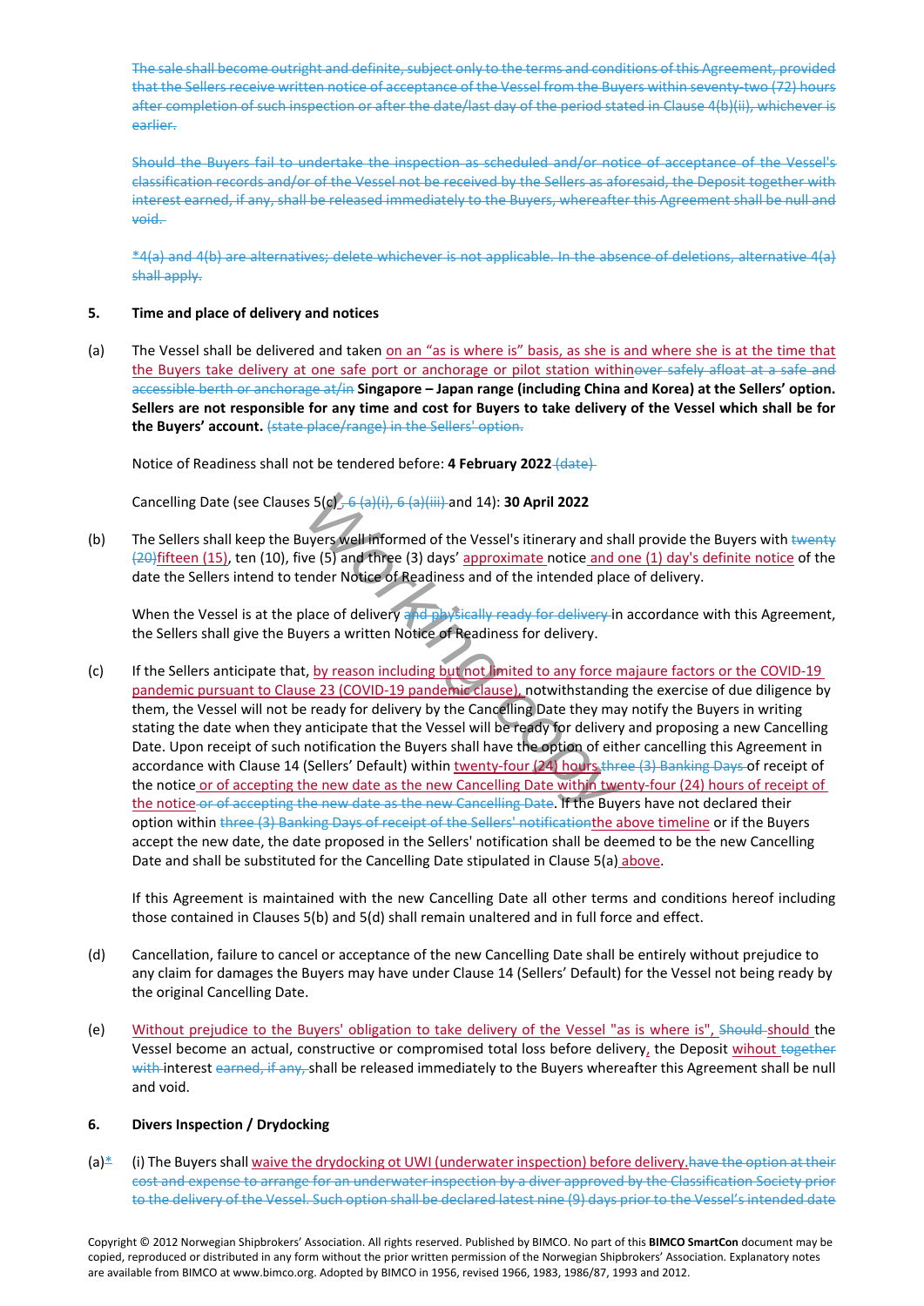~~The sale shall become outright and definite, subject only to the terms and conditions of this Agreement, provided that the Sellers receive written notice of acceptance of the Vessel from the Buyers within seventy-two (72) hours after completion of such inspection or after the date/last day of the period stated in Clause 4(b)(ii), whichever is earlier.~~

~~Should the Buyers fail to undertake the inspection as scheduled and/or notice of acceptance of the Vessel's classification records and/or of the Vessel not be received by the Sellers as aforesaid, the Deposit together with interest earned, if any, shall be released immediately to the Buyers, whereafter this Agreement shall be null and void.~~

~~*4(a) and 4(b) are alternatives; delete whichever is not applicable. In the absence of deletions, alternative 4(a) shall apply.~~

**5. Time and place of delivery and notices**

(a) The Vessel shall be delivered and taken on an "as is where is" basis, as she is and where she is at the time that the Buyers take delivery at one safe port or anchorage or pilot station within~~over safely afloat at a safe and accessible berth or anchorage at/in~~ **Singapore – Japan range (including China and Korea) at the Sellers' option. Sellers are not responsible for any time and cost for Buyers to take delivery of the Vessel which shall be for the Buyers' account.** ~~(state place/range) in the Sellers' option.~~

Notice of Readiness shall not be tendered before: **4 February 2022** ~~(date)~~

Cancelling Date (see Clauses 5(c)~~, 6 (a)(i), 6 (a)(iii)~~ and 14): **30 April 2022**

(b) The Sellers shall keep the Buyers well informed of the Vessel's itinerary and shall provide the Buyers with ~~twenty (20)~~fifteen (15), ten (10), five (5) and three (3) days' approximate notice and one (1) day's definite notice of the date the Sellers intend to tender Notice of Readiness and of the intended place of delivery.

When the Vessel is at the place of delivery ~~and physically ready for delivery~~ in accordance with this Agreement, the Sellers shall give the Buyers a written Notice of Readiness for delivery.

(c) If the Sellers anticipate that, by reason including but not limited to any force majaure factors or the COVID-19 pandemic pursuant to Clause 23 (COVID-19 pandemic clause), notwithstanding the exercise of due diligence by them, the Vessel will not be ready for delivery by the Cancelling Date they may notify the Buyers in writing stating the date when they anticipate that the Vessel will be ready for delivery and proposing a new Cancelling Date. Upon receipt of such notification the Buyers shall have the option of either cancelling this Agreement in accordance with Clause 14 (Sellers' Default) within twenty-four (24) hours ~~three (3) Banking Days~~ of receipt of the notice or of accepting the new date as the new Cancelling Date within twenty-four (24) hours of receipt of the notice ~~or of accepting the new date as the new Cancelling Date~~. If the Buyers have not declared their option within ~~three (3) Banking Days of receipt of the Sellers' notification~~the above timeline or if the Buyers accept the new date, the date proposed in the Sellers' notification shall be deemed to be the new Cancelling Date and shall be substituted for the Cancelling Date stipulated in Clause 5(a) above.

If this Agreement is maintained with the new Cancelling Date all other terms and conditions hereof including those contained in Clauses 5(b) and 5(d) shall remain unaltered and in full force and effect.

(d) Cancellation, failure to cancel or acceptance of the new Cancelling Date shall be entirely without prejudice to any claim for damages the Buyers may have under Clause 14 (Sellers' Default) for the Vessel not being ready by the original Cancelling Date.

(e) Without prejudice to the Buyers' obligation to take delivery of the Vessel "as is where is", ~~Should~~ should the Vessel become an actual, constructive or compromised total loss before delivery, the Deposit wihout ~~together with~~ interest ~~earned, if any,~~ shall be released immediately to the Buyers whereafter this Agreement shall be null and void.

**6. Divers Inspection / Drydocking**

(a)~~*~~ (i) The Buyers shall waive the drydocking ot UWI (underwater inspection) before delivery.~~have the option at their cost and expense to arrange for an underwater inspection by a diver approved by the Classification Society prior to the delivery of the Vessel. Such option shall be declared latest nine (9) days prior to the Vessel's intended date~~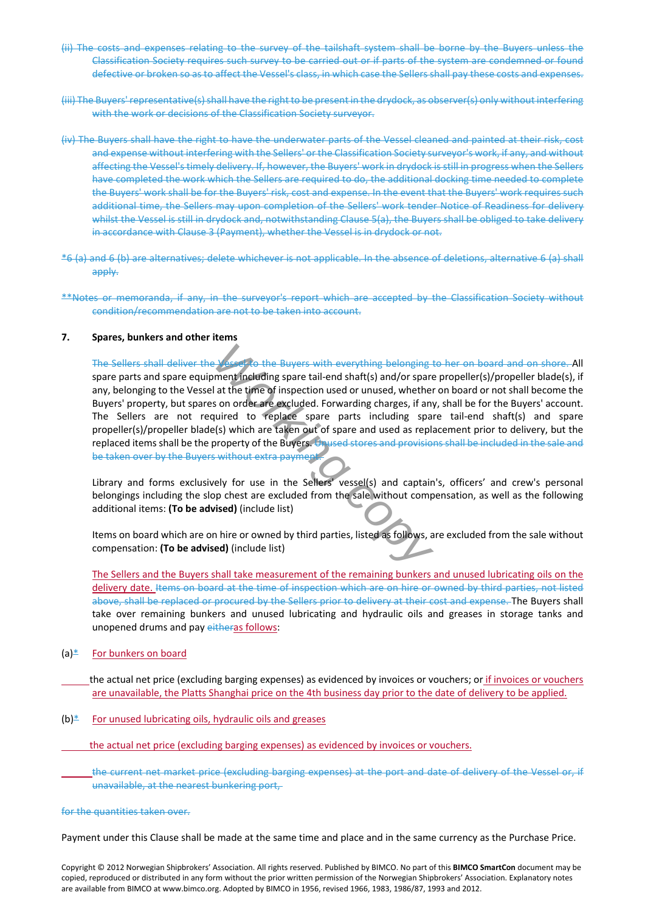~~(ii) The costs and expenses relating to the survey of the tailshaft system shall be borne by the Buyers unless the Classification Society requires such survey to be carried out or if parts of the system are condemned or found defective or broken so as to affect the Vessel's class, in which case the Sellers shall pay these costs and expenses.~~

~~(iii) The Buyers' representative(s) shall have the right to be present in the drydock, as observer(s) only without interfering with the work or decisions of the Classification Society surveyor.~~

~~(iv) The Buyers shall have the right to have the underwater parts of the Vessel cleaned and painted at their risk, cost and expense without interfering with the Sellers' or the Classification Society surveyor's work, if any, and without affecting the Vessel's timely delivery. If, however, the Buyers' work in drydock is still in progress when the Sellers have completed the work which the Sellers are required to do, the additional docking time needed to complete the Buyers' work shall be for the Buyers' risk, cost and expense. In the event that the Buyers' work requires such additional time, the Sellers may upon completion of the Sellers' work tender Notice of Readiness for delivery whilst the Vessel is still in drydock and, notwithstanding Clause 5(a), the Buyers shall be obliged to take delivery in accordance with Clause 3 (Payment), whether the Vessel is in drydock or not.~~

~~*6 (a) and 6 (b) are alternatives; delete whichever is not applicable. In the absence of deletions, alternative 6 (a) shall apply.~~

~~**Notes or memoranda, if any, in the surveyor's report which are accepted by the Classification Society without condition/recommendation are not to be taken into account.~~

**7. Spares, bunkers and other items**

~~The Sellers shall deliver the Vessel to the Buyers with everything belonging to her on board and on shore.~~ All spare parts and spare equipment including spare tail-end shaft(s) and/or spare propeller(s)/propeller blade(s), if any, belonging to the Vessel at the time of inspection used or unused, whether on board or not shall become the Buyers' property, but spares on order are excluded. Forwarding charges, if any, shall be for the Buyers' account. The Sellers are not required to replace spare parts including spare tail-end shaft(s) and spare propeller(s)/propeller blade(s) which are taken out of spare and used as replacement prior to delivery, but the replaced items shall be the property of the Buyers. ~~Unused stores and provisions shall be included in the sale and be taken over by the Buyers without extra payment.~~

Library and forms exclusively for use in the Sellers' vessel(s) and captain's, officers' and crew's personal belongings including the slop chest are excluded from the sale without compensation, as well as the following additional items: **(To be advised)** (include list)

Items on board which are on hire or owned by third parties, listed as follows, are excluded from the sale without compensation: **(To be advised)** (include list)

The Sellers and the Buyers shall take measurement of the remaining bunkers and unused lubricating oils on the delivery date. ~~Items on board at the time of inspection which are on hire or owned by third parties, not listed above, shall be replaced or procured by the Sellers prior to delivery at their cost and expense.~~ The Buyers shall take over remaining bunkers and unused lubricating and hydraulic oils and greases in storage tanks and unopened drums and pay ~~either~~as follows:

(a)~~*~~ For bunkers on board

the actual net price (excluding barging expenses) as evidenced by invoices or vouchers; or if invoices or vouchers are unavailable, the Platts Shanghai price on the 4th business day prior to the date of delivery to be applied.

(b)~~*~~ For unused lubricating oils, hydraulic oils and greases

the actual net price (excluding barging expenses) as evidenced by invoices or vouchers.

~~the current net market price (excluding barging expenses) at the port and date of delivery of the Vessel or, if unavailable, at the nearest bunkering port,~~

~~for the quantities taken over.~~

Payment under this Clause shall be made at the same time and place and in the same currency as the Purchase Price.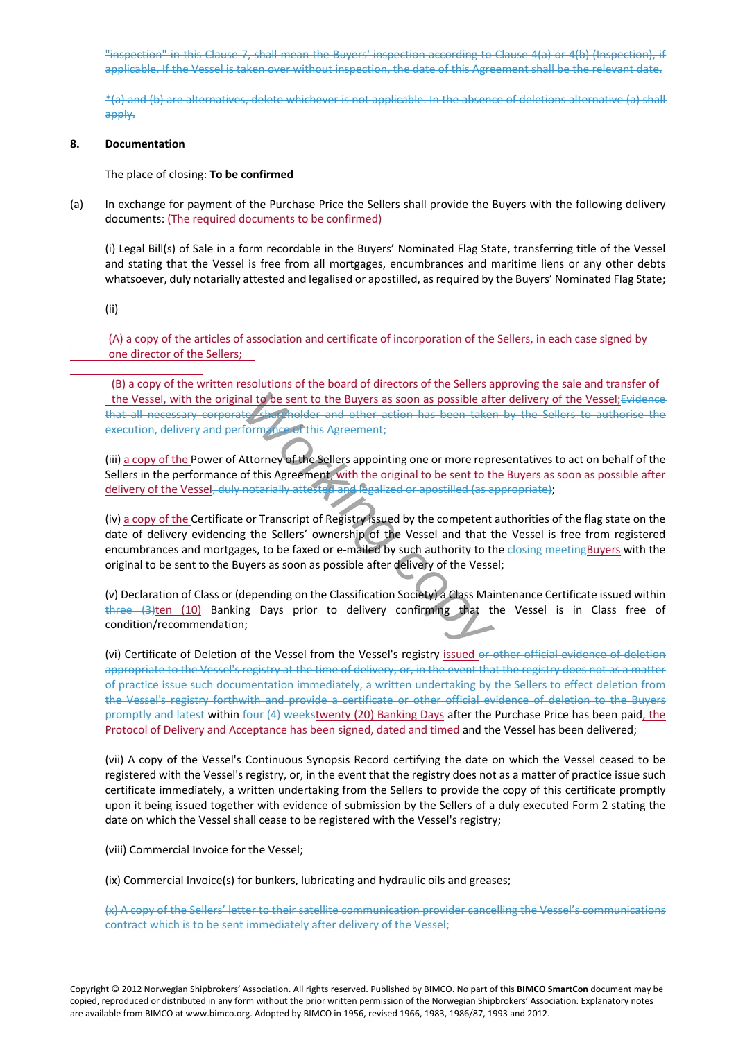~~"inspection" in this Clause 7, shall mean the Buyers' inspection according to Clause 4(a) or 4(b) (Inspection), if applicable. If the Vessel is taken over without inspection, the date of this Agreement shall be the relevant date.~~

~~*(a) and (b) are alternatives, delete whichever is not applicable. In the absence of deletions alternative (a) shall apply.~~

**8. Documentation**

The place of closing: **To be confirmed**

(a) In exchange for payment of the Purchase Price the Sellers shall provide the Buyers with the following delivery documents: (The required documents to be confirmed)

(i) Legal Bill(s) of Sale in a form recordable in the Buyers' Nominated Flag State, transferring title of the Vessel and stating that the Vessel is free from all mortgages, encumbrances and maritime liens or any other debts whatsoever, duly notarially attested and legalised or apostilled, as required by the Buyers' Nominated Flag State;

(ii)

(A) a copy of the articles of association and certificate of incorporation of the Sellers, in each case signed by one director of the Sellers;

(B) a copy of the written resolutions of the board of directors of the Sellers approving the sale and transfer of the Vessel, with the original to be sent to the Buyers as soon as possible after delivery of the Vessel;~~Evidence that all necessary corporate, shareholder and other action has been taken by the Sellers to authorise the execution, delivery and performance of this Agreement;~~

(iii) a copy of the Power of Attorney of the Sellers appointing one or more representatives to act on behalf of the Sellers in the performance of this Agreement with the original to be sent to the Buyers as soon as possible after delivery of the Vessel~~, duly notarially attested and legalized or apostilled (as appropriate)~~;

(iv) a copy of the Certificate or Transcript of Registry issued by the competent authorities of the flag state on the date of delivery evidencing the Sellers' ownership of the Vessel and that the Vessel is free from registered encumbrances and mortgages, to be faxed or e-mailed by such authority to the ~~closing meeting~~Buyers with the original to be sent to the Buyers as soon as possible after delivery of the Vessel;

(v) Declaration of Class or (depending on the Classification Society) a Class Maintenance Certificate issued within ~~three (3)~~ten (10) Banking Days prior to delivery confirming that the Vessel is in Class free of condition/recommendation;

(vi) Certificate of Deletion of the Vessel from the Vessel's registry issued ~~or other official evidence of deletion appropriate to the Vessel's registry at the time of delivery, or, in the event that the registry does not as a matter of practice issue such documentation immediately, a written undertaking by the Sellers to effect deletion from the Vessel's registry forthwith and provide a certificate or other official evidence of deletion to the Buyers promptly and latest~~ within ~~four (4) weeks~~twenty (20) Banking Days after the Purchase Price has been paid, the Protocol of Delivery and Acceptance has been signed, dated and timed and the Vessel has been delivered;

(vii) A copy of the Vessel's Continuous Synopsis Record certifying the date on which the Vessel ceased to be registered with the Vessel's registry, or, in the event that the registry does not as a matter of practice issue such certificate immediately, a written undertaking from the Sellers to provide the copy of this certificate promptly upon it being issued together with evidence of submission by the Sellers of a duly executed Form 2 stating the date on which the Vessel shall cease to be registered with the Vessel's registry;

(viii) Commercial Invoice for the Vessel;

(ix) Commercial Invoice(s) for bunkers, lubricating and hydraulic oils and greases;

~~(x) A copy of the Sellers' letter to their satellite communication provider cancelling the Vessel's communications contract which is to be sent immediately after delivery of the Vessel;~~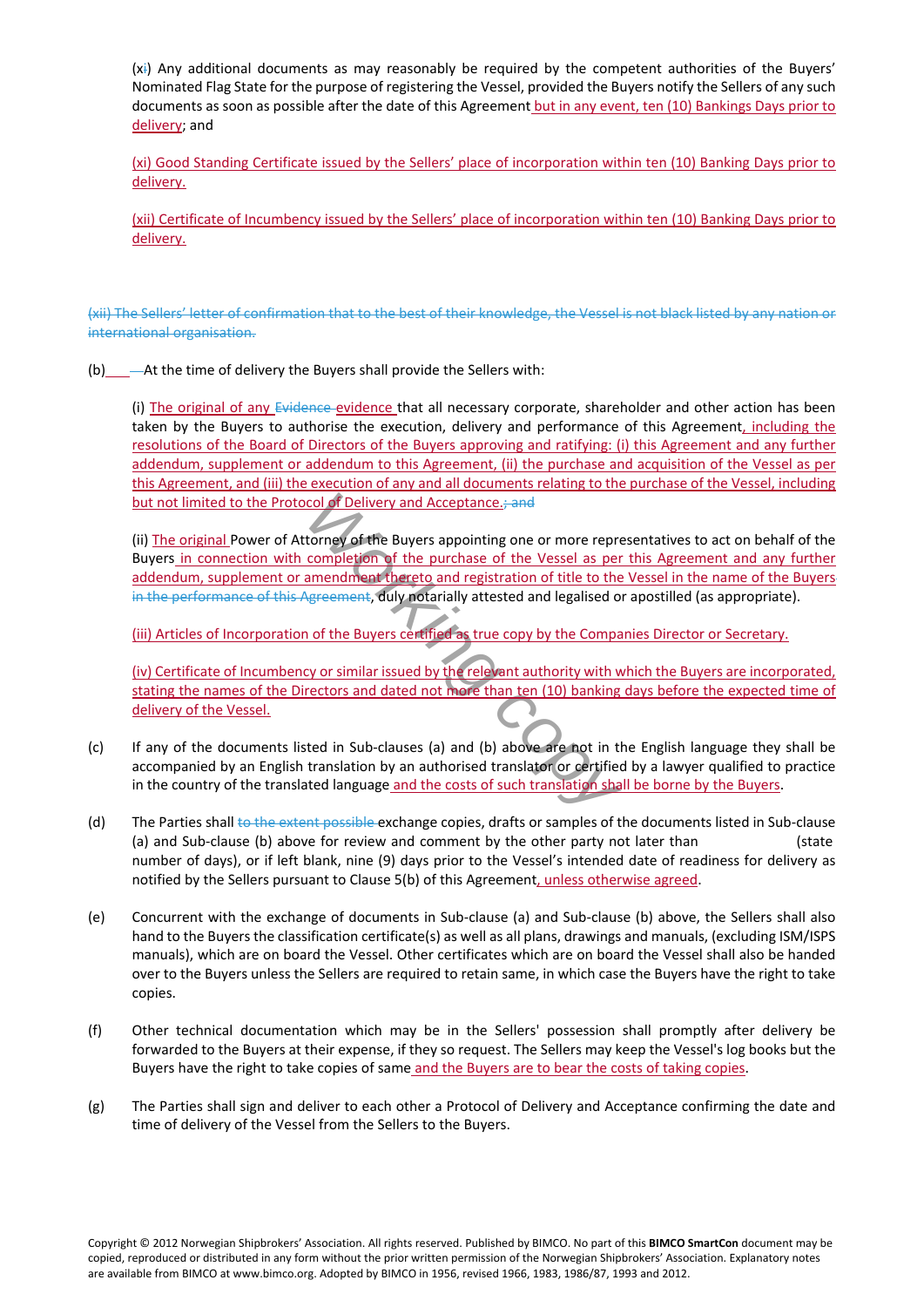(xi) Any additional documents as may reasonably be required by the competent authorities of the Buyers' Nominated Flag State for the purpose of registering the Vessel, provided the Buyers notify the Sellers of any such documents as soon as possible after the date of this Agreement but in any event, ten (10) Bankings Days prior to delivery; and

(xi) Good Standing Certificate issued by the Sellers' place of incorporation within ten (10) Banking Days prior to delivery.

(xii) Certificate of Incumbency issued by the Sellers' place of incorporation within ten (10) Banking Days prior to delivery.

~~(xii) The Sellers' letter of confirmation that to the best of their knowledge, the Vessel is not black listed by any nation or international organisation.~~

(b) At the time of delivery the Buyers shall provide the Sellers with:

(i) The original of any ~~Evidence~~ evidence that all necessary corporate, shareholder and other action has been taken by the Buyers to authorise the execution, delivery and performance of this Agreement, including the resolutions of the Board of Directors of the Buyers approving and ratifying: (i) this Agreement and any further addendum, supplement or addendum to this Agreement, (ii) the purchase and acquisition of the Vessel as per this Agreement, and (iii) the execution of any and all documents relating to the purchase of the Vessel, including but not limited to the Protocol of Delivery and Acceptance.~~; and~~

(ii) The original Power of Attorney of the Buyers appointing one or more representatives to act on behalf of the Buyers in connection with completion of the purchase of the Vessel as per this Agreement and any further addendum, supplement or amendment thereto and registration of title to the Vessel in the name of the Buyers ~~in the performance of this Agreement~~, duly notarially attested and legalised or apostilled (as appropriate).

(iii) Articles of Incorporation of the Buyers certified as true copy by the Companies Director or Secretary.

(iv) Certificate of Incumbency or similar issued by the relevant authority with which the Buyers are incorporated, stating the names of the Directors and dated not more than ten (10) banking days before the expected time of delivery of the Vessel.

(c) If any of the documents listed in Sub-clauses (a) and (b) above are not in the English language they shall be accompanied by an English translation by an authorised translator or certified by a lawyer qualified to practice in the country of the translated language and the costs of such translation shall be borne by the Buyers.

(d) The Parties shall ~~to the extent possible~~ exchange copies, drafts or samples of the documents listed in Sub-clause (a) and Sub-clause (b) above for review and comment by the other party not later than (state number of days), or if left blank, nine (9) days prior to the Vessel's intended date of readiness for delivery as notified by the Sellers pursuant to Clause 5(b) of this Agreement, unless otherwise agreed.

(e) Concurrent with the exchange of documents in Sub-clause (a) and Sub-clause (b) above, the Sellers shall also hand to the Buyers the classification certificate(s) as well as all plans, drawings and manuals, (excluding ISM/ISPS manuals), which are on board the Vessel. Other certificates which are on board the Vessel shall also be handed over to the Buyers unless the Sellers are required to retain same, in which case the Buyers have the right to take copies.

(f) Other technical documentation which may be in the Sellers' possession shall promptly after delivery be forwarded to the Buyers at their expense, if they so request. The Sellers may keep the Vessel's log books but the Buyers have the right to take copies of same and the Buyers are to bear the costs of taking copies.

(g) The Parties shall sign and deliver to each other a Protocol of Delivery and Acceptance confirming the date and time of delivery of the Vessel from the Sellers to the Buyers.

Copyright © 2012 Norwegian Shipbrokers' Association. All rights reserved. Published by BIMCO. No part of this **BIMCO SmartCon** document may be copied, reproduced or distributed in any form without the prior written permission of the Norwegian Shipbrokers' Association. Explanatory notes are available from BIMCO at www.bimco.org. Adopted by BIMCO in 1956, revised 1966, 1983, 1986/87, 1993 and 2012.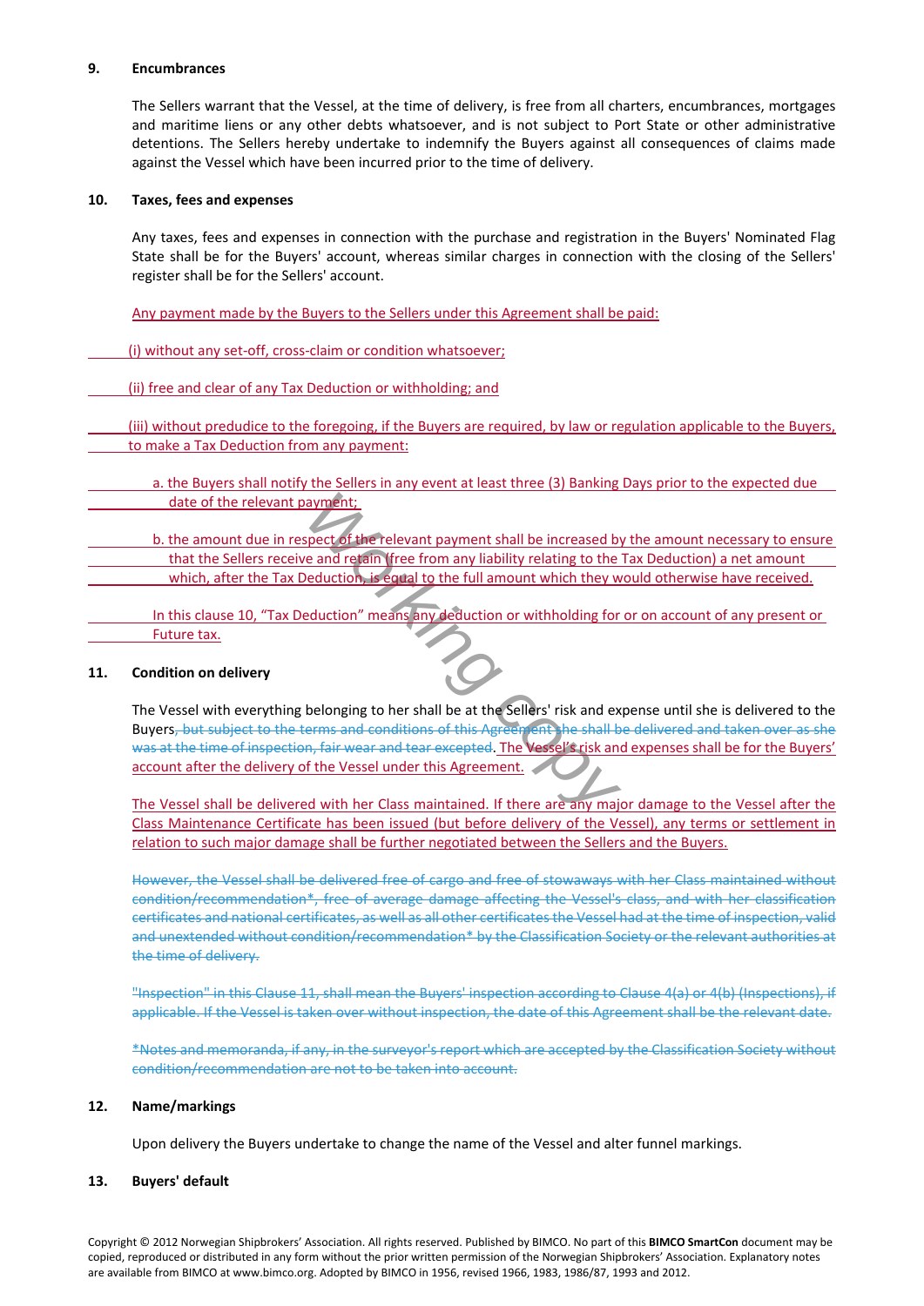**9. Encumbrances**

The Sellers warrant that the Vessel, at the time of delivery, is free from all charters, encumbrances, mortgages and maritime liens or any other debts whatsoever, and is not subject to Port State or other administrative detentions. The Sellers hereby undertake to indemnify the Buyers against all consequences of claims made against the Vessel which have been incurred prior to the time of delivery.

**10. Taxes, fees and expenses**

Any taxes, fees and expenses in connection with the purchase and registration in the Buyers' Nominated Flag State shall be for the Buyers' account, whereas similar charges in connection with the closing of the Sellers' register shall be for the Sellers' account.

Any payment made by the Buyers to the Sellers under this Agreement shall be paid:

(i) without any set-off, cross-claim or condition whatsoever;

(ii) free and clear of any Tax Deduction or withholding; and

(iii) without predudice to the foregoing, if the Buyers are required, by law or regulation applicable to the Buyers, to make a Tax Deduction from any payment:

a. the Buyers shall notify the Sellers in any event at least three (3) Banking Days prior to the expected due date of the relevant payment;

b. the amount due in respect of the relevant payment shall be increased by the amount necessary to ensure that the Sellers receive and retain (free from any liability relating to the Tax Deduction) a net amount which, after the Tax Deduction, is equal to the full amount which they would otherwise have received.

In this clause 10, "Tax Deduction" means any deduction or withholding for or on account of any present or Future tax.

**11. Condition on delivery**

The Vessel with everything belonging to her shall be at the Sellers' risk and expense until she is delivered to the Buyers~~, but subject to the terms and conditions of this Agreement she shall be delivered and taken over as she was at the time of inspection, fair wear and tear excepted~~. The Vessel's risk and expenses shall be for the Buyers' account after the delivery of the Vessel under this Agreement.

The Vessel shall be delivered with her Class maintained. If there are any major damage to the Vessel after the Class Maintenance Certificate has been issued (but before delivery of the Vessel), any terms or settlement in relation to such major damage shall be further negotiated between the Sellers and the Buyers.

~~However, the Vessel shall be delivered free of cargo and free of stowaways with her Class maintained without condition/recommendation*, free of average damage affecting the Vessel's class, and with her classification certificates and national certificates, as well as all other certificates the Vessel had at the time of inspection, valid and unextended without condition/recommendation* by the Classification Society or the relevant authorities at the time of delivery.~~

~~"Inspection" in this Clause 11, shall mean the Buyers' inspection according to Clause 4(a) or 4(b) (Inspections), if applicable. If the Vessel is taken over without inspection, the date of this Agreement shall be the relevant date.~~

~~*Notes and memoranda, if any, in the surveyor's report which are accepted by the Classification Society without condition/recommendation are not to be taken into account.~~

**12. Name/markings**

Upon delivery the Buyers undertake to change the name of the Vessel and alter funnel markings.

**13. Buyers' default**

Copyright © 2012 Norwegian Shipbrokers' Association. All rights reserved. Published by BIMCO. No part of this **BIMCO SmartCon** document may be copied, reproduced or distributed in any form without the prior written permission of the Norwegian Shipbrokers' Association. Explanatory notes are available from BIMCO at www.bimco.org. Adopted by BIMCO in 1956, revised 1966, 1983, 1986/87, 1993 and 2012.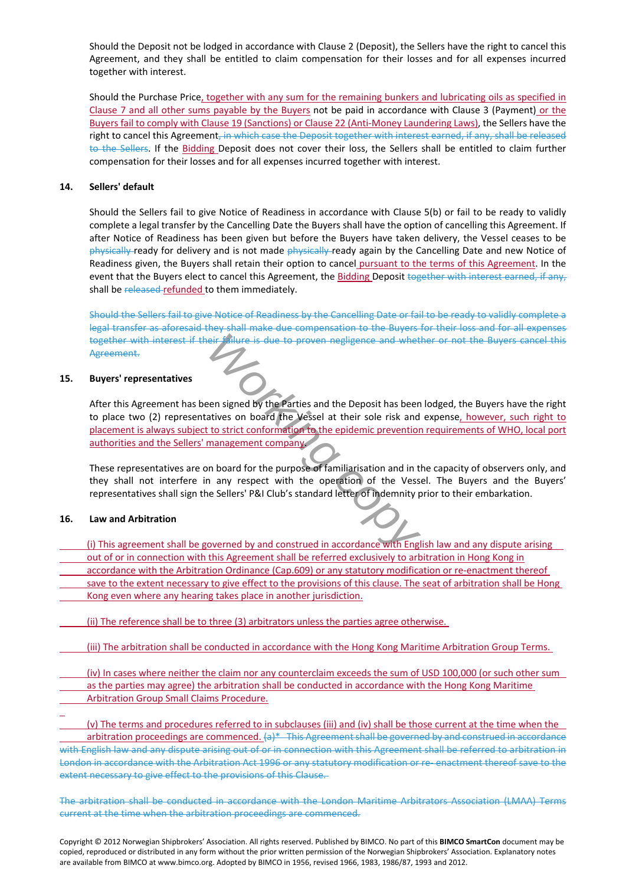Should the Deposit not be lodged in accordance with Clause 2 (Deposit), the Sellers have the right to cancel this Agreement, and they shall be entitled to claim compensation for their losses and for all expenses incurred together with interest.

Should the Purchase Price, together with any sum for the remaining bunkers and lubricating oils as specified in Clause 7 and all other sums payable by the Buyers not be paid in accordance with Clause 3 (Payment) or the Buyers fail to comply with Clause 19 (Sanctions) or Clause 22 (Anti-Money Laundering Laws), the Sellers have the right to cancel this Agreement~~, in which case the Deposit together with interest earned, if any, shall be released to the Sellers~~. If the Bidding Deposit does not cover their loss, the Sellers shall be entitled to claim further compensation for their losses and for all expenses incurred together with interest.

**14. Sellers' default**

Should the Sellers fail to give Notice of Readiness in accordance with Clause 5(b) or fail to be ready to validly complete a legal transfer by the Cancelling Date the Buyers shall have the option of cancelling this Agreement. If after Notice of Readiness has been given but before the Buyers have taken delivery, the Vessel ceases to be ~~physically~~ ready for delivery and is not made ~~physically~~ ready again by the Cancelling Date and new Notice of Readiness given, the Buyers shall retain their option to cancel pursuant to the terms of this Agreement. In the event that the Buyers elect to cancel this Agreement, the Bidding Deposit ~~together with interest earned, if any,~~ shall be ~~released~~ refunded to them immediately.

~~Should the Sellers fail to give Notice of Readiness by the Cancelling Date or fail to be ready to validly complete a legal transfer as aforesaid they shall make due compensation to the Buyers for their loss and for all expenses together with interest if their failure is due to proven negligence and whether or not the Buyers cancel this Agreement.~~

**15. Buyers' representatives**

After this Agreement has been signed by the Parties and the Deposit has been lodged, the Buyers have the right to place two (2) representatives on board the Vessel at their sole risk and expense, however, such right to placement is always subject to strict conformation to the epidemic prevention requirements of WHO, local port authorities and the Sellers' management company.

These representatives are on board for the purpose of familiarisation and in the capacity of observers only, and they shall not interfere in any respect with the operation of the Vessel. The Buyers and the Buyers' representatives shall sign the Sellers' P&I Club's standard letter of indemnity prior to their embarkation.

**16. Law and Arbitration**

(i) This agreement shall be governed by and construed in accordance with English law and any dispute arising out of or in connection with this Agreement shall be referred exclusively to arbitration in Hong Kong in accordance with the Arbitration Ordinance (Cap.609) or any statutory modification or re-enactment thereof save to the extent necessary to give effect to the provisions of this clause. The seat of arbitration shall be Hong Kong even where any hearing takes place in another jurisdiction.

(ii) The reference shall be to three (3) arbitrators unless the parties agree otherwise.

(iii) The arbitration shall be conducted in accordance with the Hong Kong Maritime Arbitration Group Terms.

(iv) In cases where neither the claim nor any counterclaim exceeds the sum of USD 100,000 (or such other sum as the parties may agree) the arbitration shall be conducted in accordance with the Hong Kong Maritime Arbitration Group Small Claims Procedure.

(v) The terms and procedures referred to in subclauses (iii) and (iv) shall be those current at the time when the arbitration proceedings are commenced. ~~(a)* This Agreement shall be governed by and construed in accordance with English law and any dispute arising out of or in connection with this Agreement shall be referred to arbitration in London in accordance with the Arbitration Act 1996 or any statutory modification or re- enactment thereof save to the extent necessary to give effect to the provisions of this Clause.~~

~~The arbitration shall be conducted in accordance with the London Maritime Arbitrators Association (LMAA) Terms current at the time when the arbitration proceedings are commenced.~~

Copyright © 2012 Norwegian Shipbrokers' Association. All rights reserved. Published by BIMCO. No part of this **BIMCO SmartCon** document may be copied, reproduced or distributed in any form without the prior written permission of the Norwegian Shipbrokers' Association. Explanatory notes are available from BIMCO at www.bimco.org. Adopted by BIMCO in 1956, revised 1966, 1983, 1986/87, 1993 and 2012.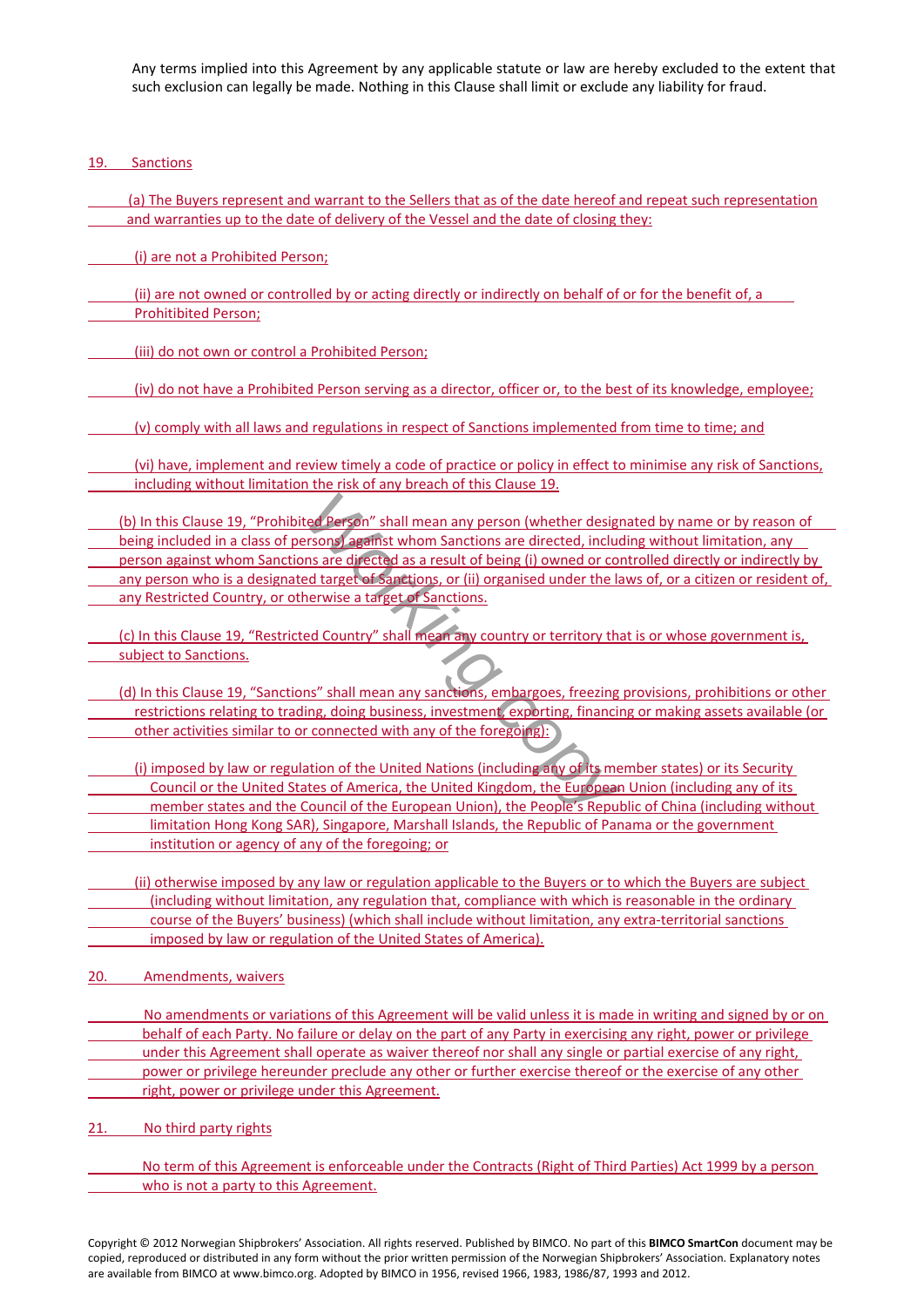Any terms implied into this Agreement by any applicable statute or law are hereby excluded to the extent that such exclusion can legally be made. Nothing in this Clause shall limit or exclude any liability for fraud.

## 19. Sanctions

(a) The Buyers represent and warrant to the Sellers that as of the date hereof and repeat such representation and warranties up to the date of delivery of the Vessel and the date of closing they:

(i) are not a Prohibited Person;

(ii) are not owned or controlled by or acting directly or indirectly on behalf of or for the benefit of, a Prohibited Person;

(iii) do not own or control a Prohibited Person;

(iv) do not have a Prohibited Person serving as a director, officer or, to the best of its knowledge, employee;

(v) comply with all laws and regulations in respect of Sanctions implemented from time to time; and

(vi) have, implement and review timely a code of practice or policy in effect to minimise any risk of Sanctions, including without limitation the risk of any breach of this Clause 19.

(b) In this Clause 19, "Prohibited Person" shall mean any person (whether designated by name or by reason of being included in a class of persons) against whom Sanctions are directed, including without limitation, any person against whom Sanctions are directed as a result of being (i) owned or controlled directly or indirectly by any person who is a designated target of Sanctions, or (ii) organised under the laws of, or a citizen or resident of, any Restricted Country, or otherwise a target of Sanctions.

(c) In this Clause 19, "Restricted Country" shall mean any country or territory that is or whose government is, subject to Sanctions.

(d) In this Clause 19, "Sanctions" shall mean any sanctions, embargoes, freezing provisions, prohibitions or other restrictions relating to trading, doing business, investment, exporting, financing or making assets available (or other activities similar to or connected with any of the foregoing):

(i) imposed by law or regulation of the United Nations (including any of its member states) or its Security Council or the United States of America, the United Kingdom, the European Union (including any of its member states and the Council of the European Union), the People's Republic of China (including without limitation Hong Kong SAR), Singapore, Marshall Islands, the Republic of Panama or the government institution or agency of any of the foregoing; or

(ii) otherwise imposed by any law or regulation applicable to the Buyers or to which the Buyers are subject (including without limitation, any regulation that, compliance with which is reasonable in the ordinary course of the Buyers' business) (which shall include without limitation, any extra-territorial sanctions imposed by law or regulation of the United States of America).

## 20. Amendments, waivers

No amendments or variations of this Agreement will be valid unless it is made in writing and signed by or on behalf of each Party. No failure or delay on the part of any Party in exercising any right, power or privilege under this Agreement shall operate as waiver thereof nor shall any single or partial exercise of any right, power or privilege hereunder preclude any other or further exercise thereof or the exercise of any other right, power or privilege under this Agreement.

## 21. No third party rights

No term of this Agreement is enforceable under the Contracts (Right of Third Parties) Act 1999 by a person who is not a party to this Agreement.

Copyright © 2012 Norwegian Shipbrokers' Association. All rights reserved. Published by BIMCO. No part of this **BIMCO SmartCon** document may be copied, reproduced or distributed in any form without the prior written permission of the Norwegian Shipbrokers' Association. Explanatory notes are available from BIMCO at www.bimco.org. Adopted by BIMCO in 1956, revised 1966, 1983, 1986/87, 1993 and 2012.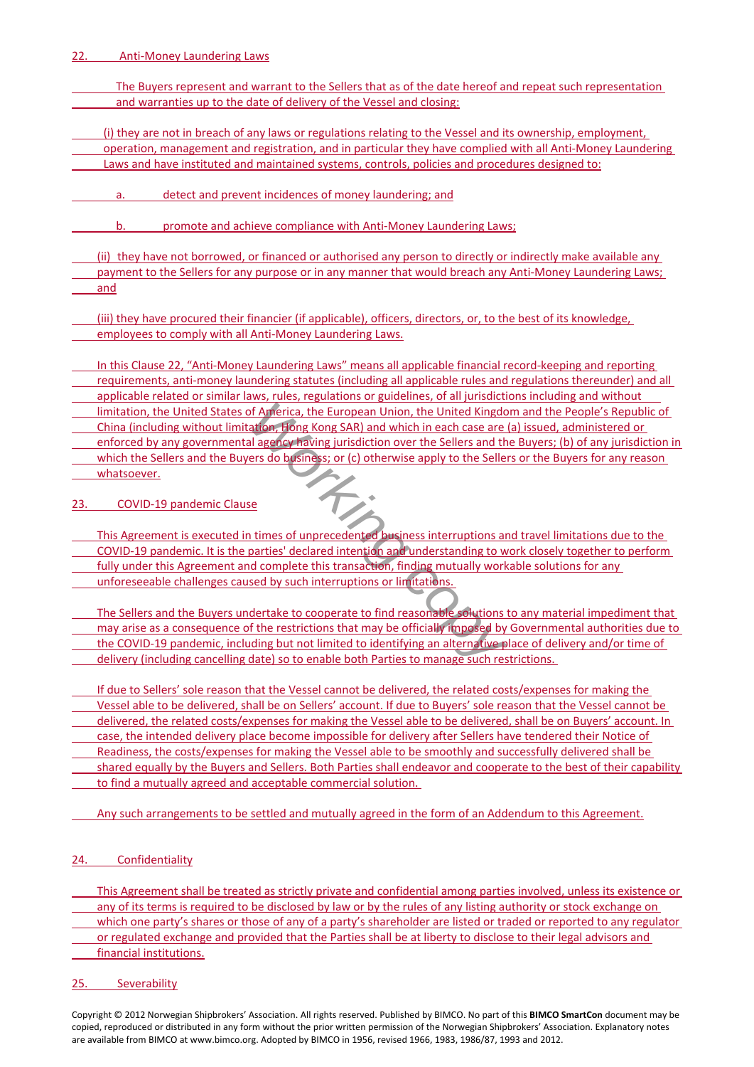22. Anti-Money Laundering Laws

The Buyers represent and warrant to the Sellers that as of the date hereof and repeat such representation and warranties up to the date of delivery of the Vessel and closing:

(i) they are not in breach of any laws or regulations relating to the Vessel and its ownership, employment, operation, management and registration, and in particular they have complied with all Anti-Money Laundering Laws and have instituted and maintained systems, controls, policies and procedures designed to:

a. detect and prevent incidences of money laundering; and

b. promote and achieve compliance with Anti-Money Laundering Laws;

(ii) they have not borrowed, or financed or authorised any person to directly or indirectly make available any payment to the Sellers for any purpose or in any manner that would breach any Anti-Money Laundering Laws; and

(iii) they have procured their financier (if applicable), officers, directors, or, to the best of its knowledge, employees to comply with all Anti-Money Laundering Laws.

In this Clause 22, "Anti-Money Laundering Laws" means all applicable financial record-keeping and reporting requirements, anti-money laundering statutes (including all applicable rules and regulations thereunder) and all applicable related or similar laws, rules, regulations or guidelines, of all jurisdictions including and without limitation, the United States of America, the European Union, the United Kingdom and the People's Republic of China (including without limitation, Hong Kong SAR) and which in each case are (a) issued, administered or enforced by any governmental agency having jurisdiction over the Sellers and the Buyers; (b) of any jurisdiction in which the Sellers and the Buyers do business; or (c) otherwise apply to the Sellers or the Buyers for any reason whatsoever.

23. COVID-19 pandemic Clause

This Agreement is executed in times of unprecedented business interruptions and travel limitations due to the COVID-19 pandemic. It is the parties' declared intention and understanding to work closely together to perform fully under this Agreement and complete this transaction, finding mutually workable solutions for any unforeseeable challenges caused by such interruptions or limitations.

The Sellers and the Buyers undertake to cooperate to find reasonable solutions to any material impediment that may arise as a consequence of the restrictions that may be officially imposed by Governmental authorities due to the COVID-19 pandemic, including but not limited to identifying an alternative place of delivery and/or time of delivery (including cancelling date) so to enable both Parties to manage such restrictions.

If due to Sellers' sole reason that the Vessel cannot be delivered, the related costs/expenses for making the Vessel able to be delivered, shall be on Sellers' account. If due to Buyers' sole reason that the Vessel cannot be delivered, the related costs/expenses for making the Vessel able to be delivered, shall be on Buyers' account. In case, the intended delivery place become impossible for delivery after Sellers have tendered their Notice of Readiness, the costs/expenses for making the Vessel able to be smoothly and successfully delivered shall be shared equally by the Buyers and Sellers. Both Parties shall endeavor and cooperate to the best of their capability to find a mutually agreed and acceptable commercial solution.

Any such arrangements to be settled and mutually agreed in the form of an Addendum to this Agreement.

24. Confidentiality

This Agreement shall be treated as strictly private and confidential among parties involved, unless its existence or any of its terms is required to be disclosed by law or by the rules of any listing authority or stock exchange on which one party's shares or those of any of a party's shareholder are listed or traded or reported to any regulator or regulated exchange and provided that the Parties shall be at liberty to disclose to their legal advisors and financial institutions.

25. Severability

Copyright © 2012 Norwegian Shipbrokers' Association. All rights reserved. Published by BIMCO. No part of this **BIMCO SmartCon** document may be copied, reproduced or distributed in any form without the prior written permission of the Norwegian Shipbrokers' Association. Explanatory notes are available from BIMCO at www.bimco.org. Adopted by BIMCO in 1956, revised 1966, 1983, 1986/87, 1993 and 2012.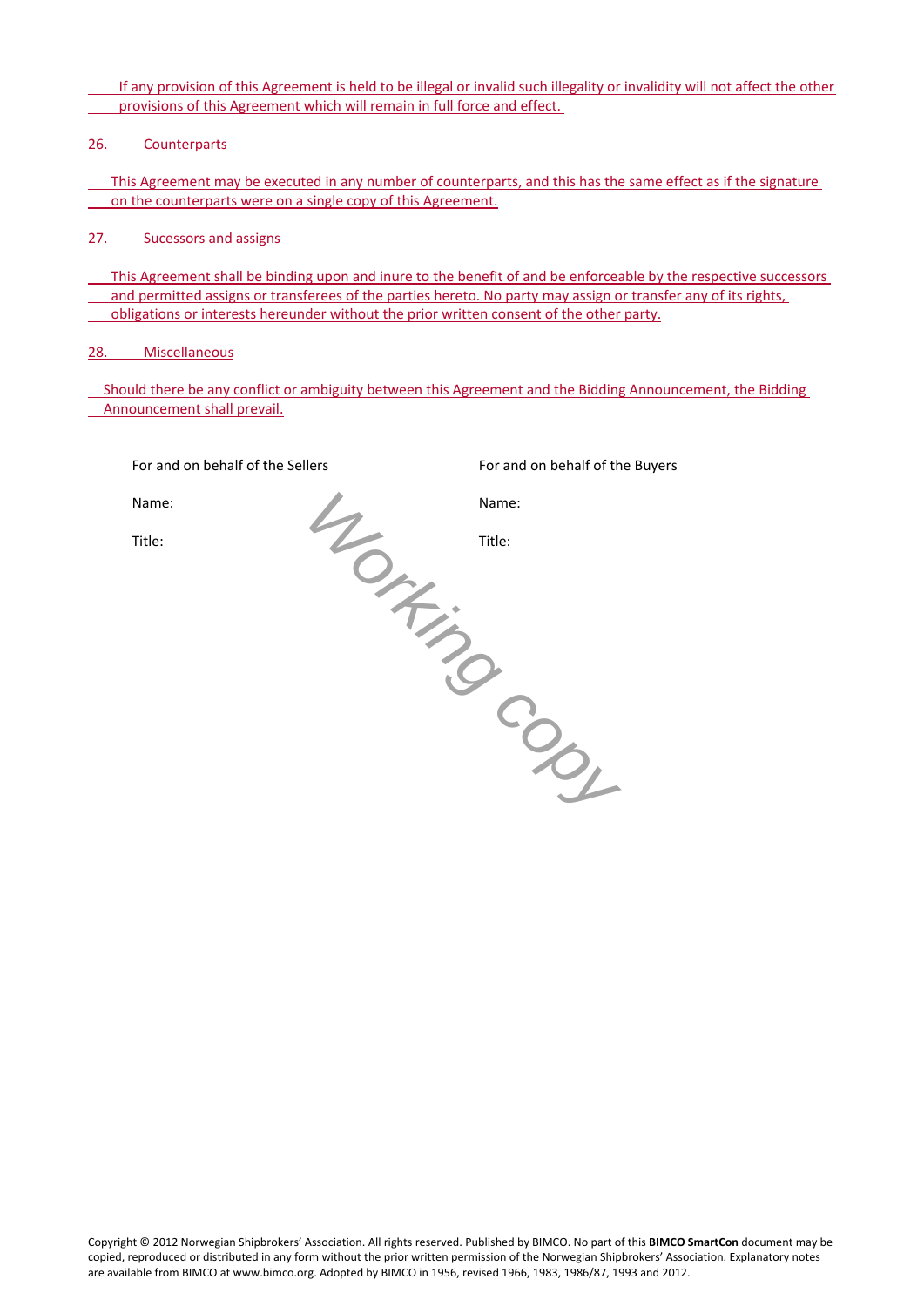If any provision of this Agreement is held to be illegal or invalid such illegality or invalidity will not affect the other provisions of this Agreement which will remain in full force and effect.

26. Counterparts

This Agreement may be executed in any number of counterparts, and this has the same effect as if the signature on the counterparts were on a single copy of this Agreement.

27. Sucessors and assigns

This Agreement shall be binding upon and inure to the benefit of and be enforceable by the respective successors and permitted assigns or transferees of the parties hereto. No party may assign or transfer any of its rights, obligations or interests hereunder without the prior written consent of the other party.

28. Miscellaneous

Should there be any conflict or ambiguity between this Agreement and the Bidding Announcement, the Bidding Announcement shall prevail.

| | |
|---|---|
| For and on behalf of the Sellers | For and on behalf of the Buyers |
| Name: | Name: |
| Title: | Title: |

Working copy

Copyright © 2012 Norwegian Shipbrokers' Association. All rights reserved. Published by BIMCO. No part of this **BIMCO SmartCon** document may be copied, reproduced or distributed in any form without the prior written permission of the Norwegian Shipbrokers' Association. Explanatory notes are available from BIMCO at www.bimco.org. Adopted by BIMCO in 1956, revised 1966, 1983, 1986/87, 1993 and 2012.